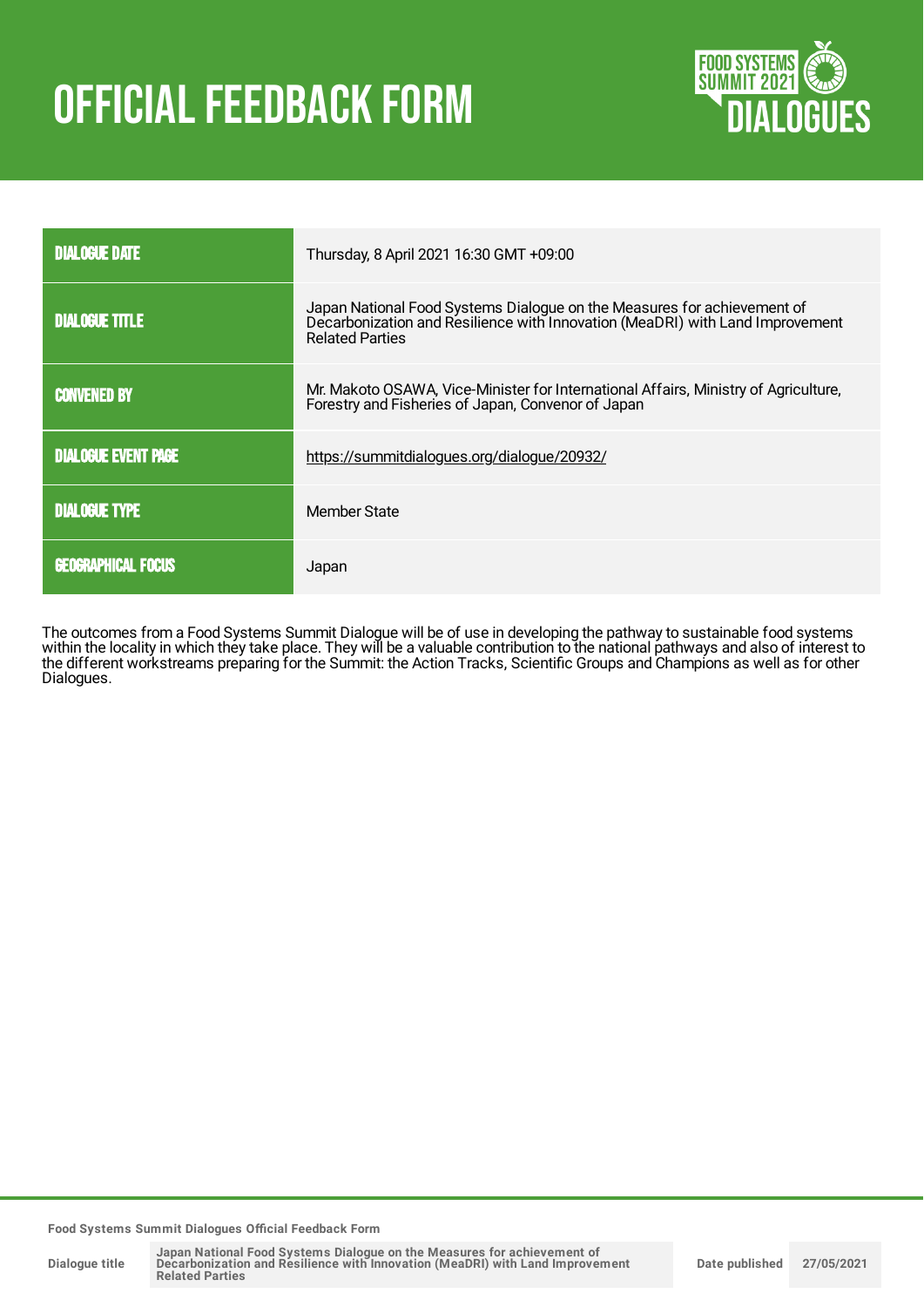# OFFICIAL FEEDBACK FORM

| | |
|---|---|
| DIALOGUE DATE | Thursday, 8 April 2021 16:30 GMT +09:00 |
| DIALOGUE TITLE | Japan National Food Systems Dialogue on the Measures for achievement of Decarbonization and Resilience with Innovation (MeaDRI) with Land Improvement Related Parties |
| CONVENED BY | Mr. Makoto OSAWA, Vice-Minister for International Affairs, Ministry of Agriculture, Forestry and Fisheries of Japan, Convenor of Japan |
| DIALOGUE EVENT PAGE | https://summitdialogues.org/dialogue/20932/ |
| DIALOGUE TYPE | Member State |
| GEOGRAPHICAL FOCUS | Japan |

The outcomes from a Food Systems Summit Dialogue will be of use in developing the pathway to sustainable food systems within the locality in which they take place. They will be a valuable contribution to the national pathways and also of interest to the different workstreams preparing for the Summit: the Action Tracks, Scientific Groups and Champions as well as for other Dialogues.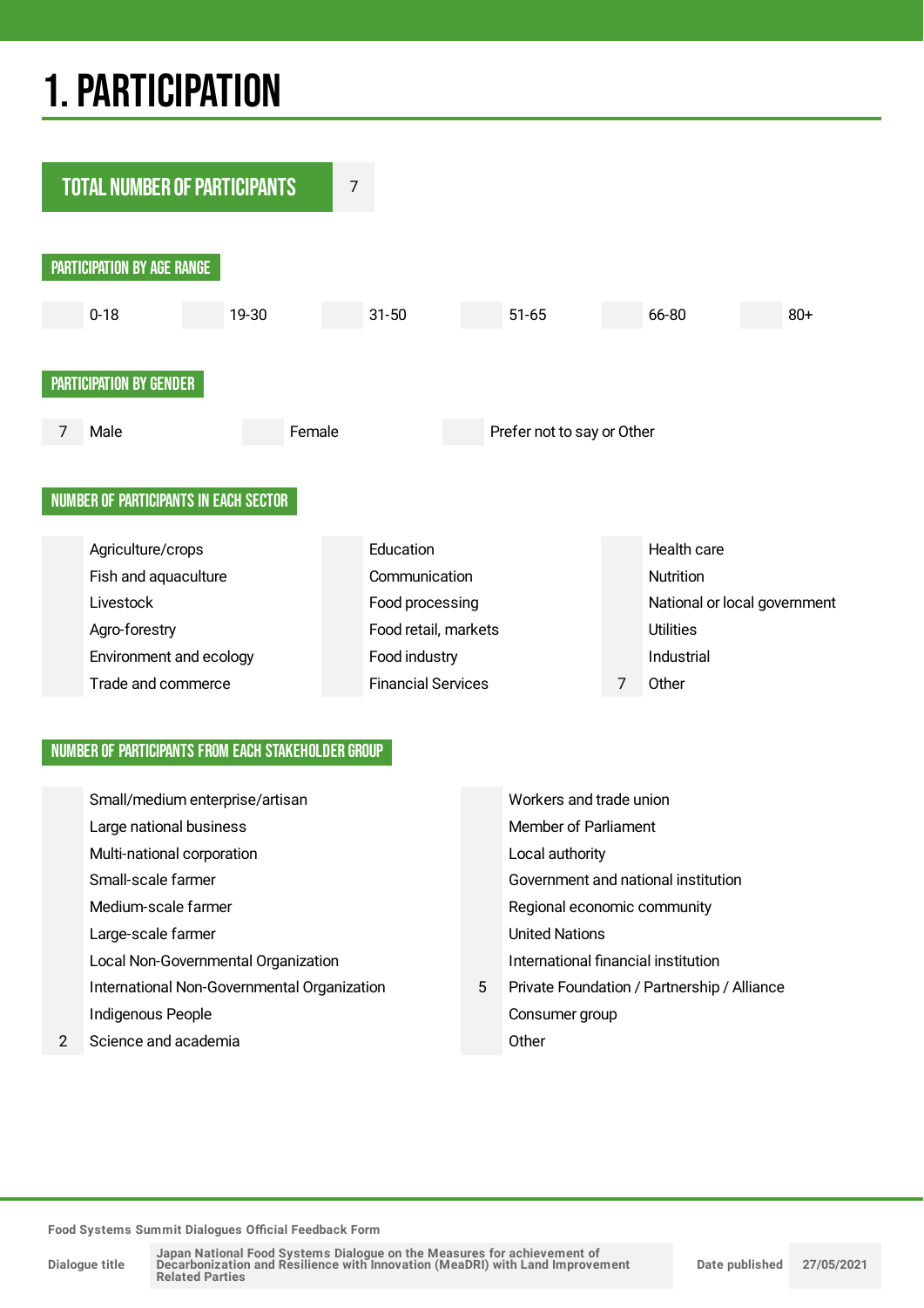# 1. PARTICIPATION

| TOTAL NUMBER OF PARTICIPANTS | 7 |
|---|---|

## PARTICIPATION BY AGE RANGE

| | 0-18 | | 19-30 | | 31-50 | | 51-65 | | 66-80 | | 80+ |
|---|---|---|---|---|---|---|---|---|---|---|---|

## PARTICIPATION BY GENDER

| 7 | Male | | Female | | Prefer not to say or Other |
|---|---|---|---|---|---|

## NUMBER OF PARTICIPANTS IN EACH SECTOR

| | | | | | |
|---|---|---|---|---|---|
| | Agriculture/crops | | Education | | Health care |
| | Fish and aquaculture | | Communication | | Nutrition |
| | Livestock | | Food processing | | National or local government |
| | Agro-forestry | | Food retail, markets | | Utilities |
| | Environment and ecology | | Food industry | | Industrial |
| | Trade and commerce | | Financial Services | 7 | Other |

## NUMBER OF PARTICIPANTS FROM EACH STAKEHOLDER GROUP

| | | | |
|---|---|---|---|
| | Small/medium enterprise/artisan | | Workers and trade union |
| | Large national business | | Member of Parliament |
| | Multi-national corporation | | Local authority |
| | Small-scale farmer | | Government and national institution |
| | Medium-scale farmer | | Regional economic community |
| | Large-scale farmer | | United Nations |
| | Local Non-Governmental Organization | | International financial institution |
| | International Non-Governmental Organization | 5 | Private Foundation / Partnership / Alliance |
| | Indigenous People | | Consumer group |
| 2 | Science and academia | | Other |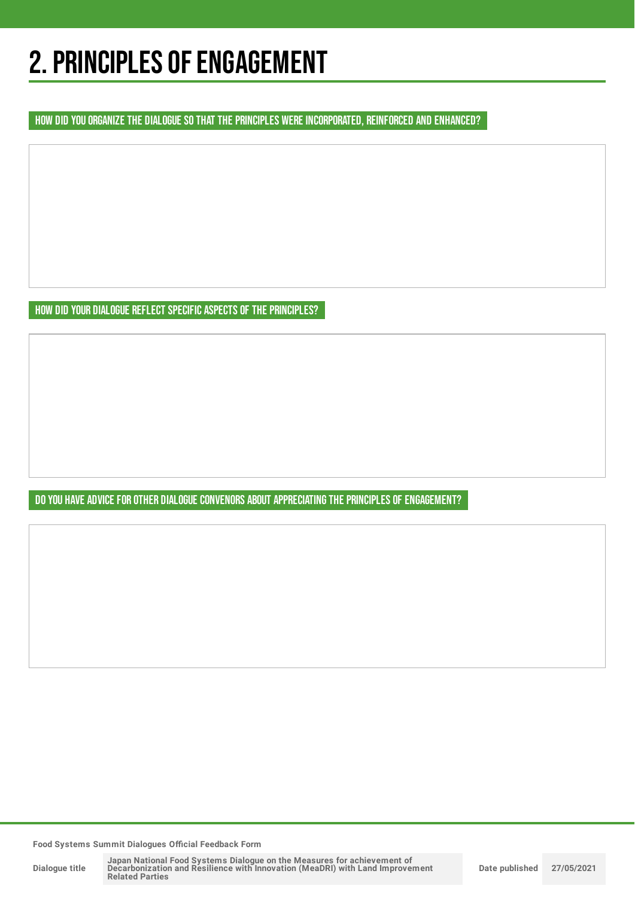# 2. PRINCIPLES OF ENGAGEMENT

## HOW DID YOU ORGANIZE THE DIALOGUE SO THAT THE PRINCIPLES WERE INCORPORATED, REINFORCED AND ENHANCED?

## HOW DID YOUR DIALOGUE REFLECT SPECIFIC ASPECTS OF THE PRINCIPLES?

## DO YOU HAVE ADVICE FOR OTHER DIALOGUE CONVENORS ABOUT APPRECIATING THE PRINCIPLES OF ENGAGEMENT?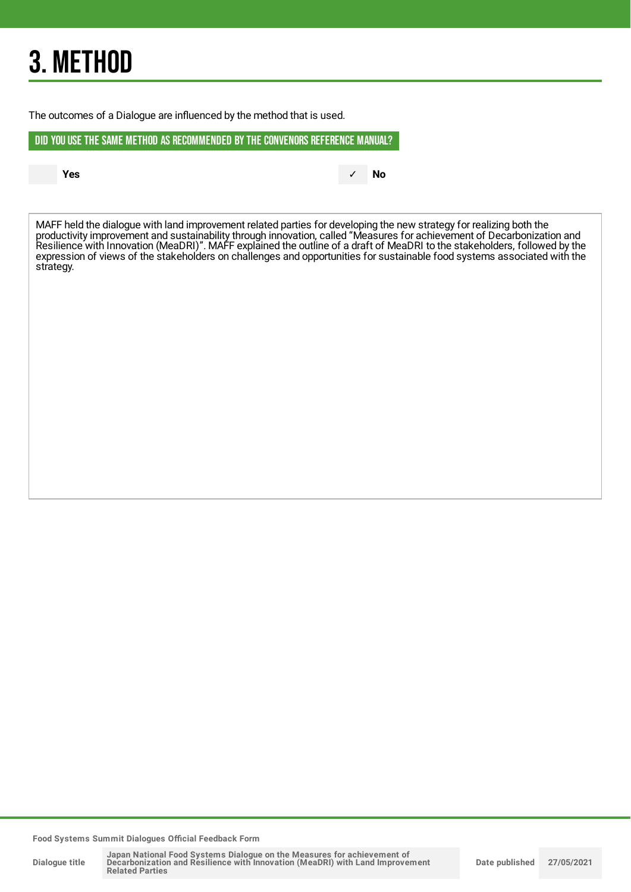# 3. METHOD

The outcomes of a Dialogue are influenced by the method that is used.

## DID YOU USE THE SAME METHOD AS RECOMMENDED BY THE CONVENORS REFERENCE MANUAL?

| | Yes | ✓ | No |
|---|---|---|---|

MAFF held the dialogue with land improvement related parties for developing the new strategy for realizing both the productivity improvement and sustainability through innovation, called "Measures for achievement of Decarbonization and Resilience with Innovation (MeaDRI)". MAFF explained the outline of a draft of MeaDRI to the stakeholders, followed by the expression of views of the stakeholders on challenges and opportunities for sustainable food systems associated with the strategy.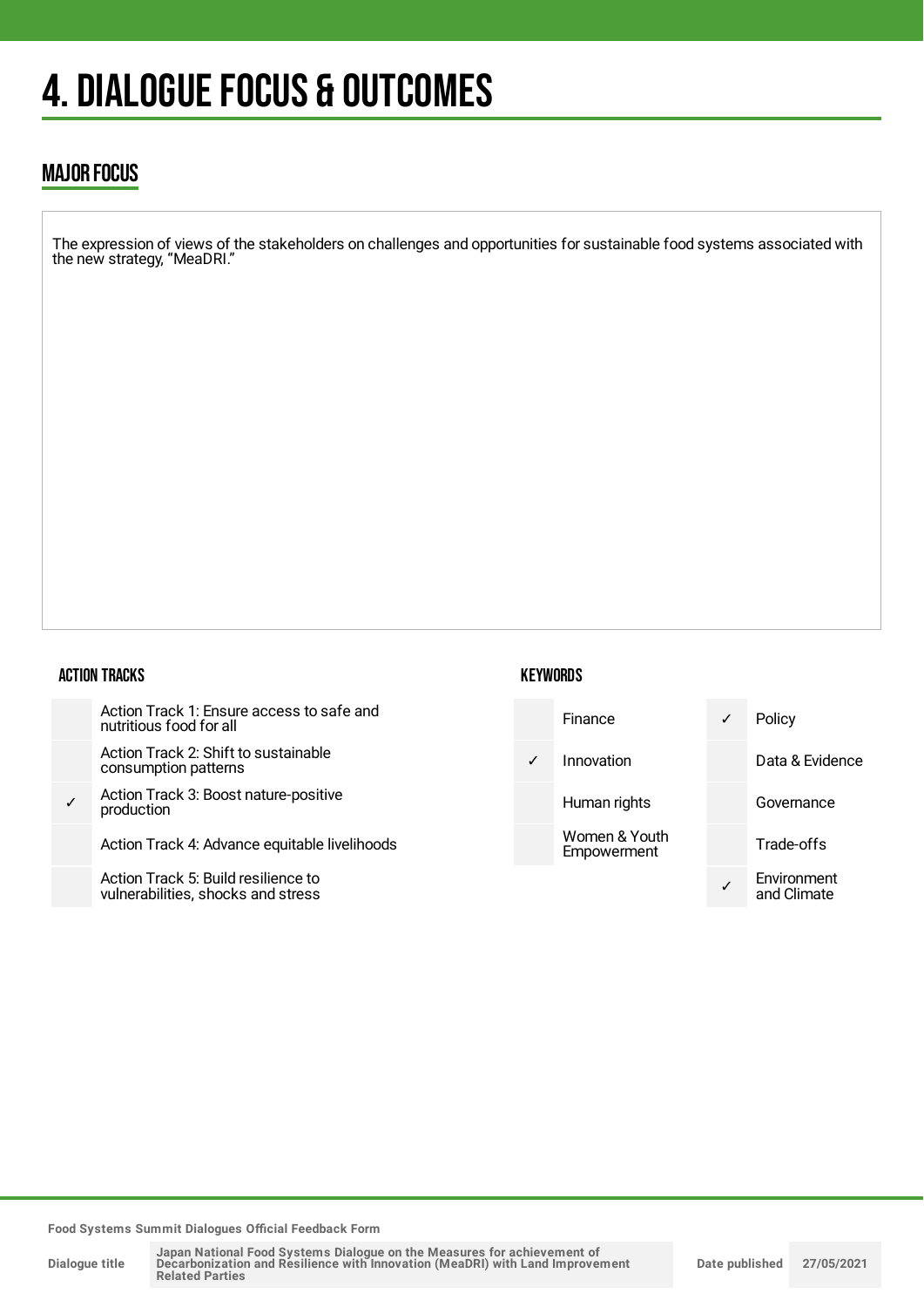# 4. DIALOGUE FOCUS & OUTCOMES

## MAJOR FOCUS

The expression of views of the stakeholders on challenges and opportunities for sustainable food systems associated with the new strategy, "MeaDRI."

### ACTION TRACKS

| | |
|---|---|
| | Action Track 1: Ensure access to safe and nutritious food for all |
| | Action Track 2: Shift to sustainable consumption patterns |
| ✓ | Action Track 3: Boost nature-positive production |
| | Action Track 4: Advance equitable livelihoods |
| | Action Track 5: Build resilience to vulnerabilities, shocks and stress |

### KEYWORDS

| | | | |
|---|---|---|---|
| | Finance | ✓ | Policy |
| ✓ | Innovation | | Data & Evidence |
| | Human rights | | Governance |
| | Women & Youth Empowerment | | Trade-offs |
| | | ✓ | Environment and Climate |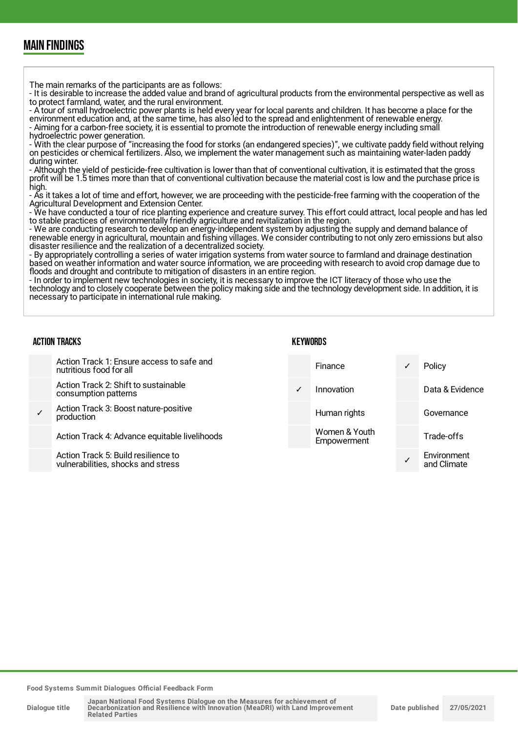## MAIN FINDINGS

The main remarks of the participants are as follows:
- It is desirable to increase the added value and brand of agricultural products from the environmental perspective as well as to protect farmland, water, and the rural environment.
- A tour of small hydroelectric power plants is held every year for local parents and children. It has become a place for the environment education and, at the same time, has also led to the spread and enlightenment of renewable energy.
- Aiming for a carbon-free society, it is essential to promote the introduction of renewable energy including small hydroelectric power generation.
- With the clear purpose of "increasing the food for storks (an endangered species)", we cultivate paddy field without relying on pesticides or chemical fertilizers. Also, we implement the water management such as maintaining water-laden paddy during winter.
- Although the yield of pesticide-free cultivation is lower than that of conventional cultivation, it is estimated that the gross profit will be 1.5 times more than that of conventional cultivation because the material cost is low and the purchase price is high.
- As it takes a lot of time and effort, however, we are proceeding with the pesticide-free farming with the cooperation of the Agricultural Development and Extension Center.
- We have conducted a tour of rice planting experience and creature survey. This effort could attract, local people and has led to stable practices of environmentally friendly agriculture and revitalization in the region.
- We are conducting research to develop an energy-independent system by adjusting the supply and demand balance of renewable energy in agricultural, mountain and fishing villages. We consider contributing to not only zero emissions but also disaster resilience and the realization of a decentralized society.
- By appropriately controlling a series of water irrigation systems from water source to farmland and drainage destination based on weather information and water source information, we are proceeding with research to avoid crop damage due to floods and drought and contribute to mitigation of disasters in an entire region.
- In order to implement new technologies in society, it is necessary to improve the ICT literacy of those who use the technology and to closely cooperate between the policy making side and the technology development side. In addition, it is necessary to participate in international rule making.

### ACTION TRACKS

| | |
|---|---|
| | Action Track 1: Ensure access to safe and nutritious food for all |
| | Action Track 2: Shift to sustainable consumption patterns |
| ✓ | Action Track 3: Boost nature-positive production |
| | Action Track 4: Advance equitable livelihoods |
| | Action Track 5: Build resilience to vulnerabilities, shocks and stress |

### KEYWORDS

| | | | |
|---|---|---|---|
| | Finance | ✓ | Policy |
| ✓ | Innovation | | Data & Evidence |
| | Human rights | | Governance |
| | Women & Youth Empowerment | | Trade-offs |
| | | ✓ | Environment and Climate |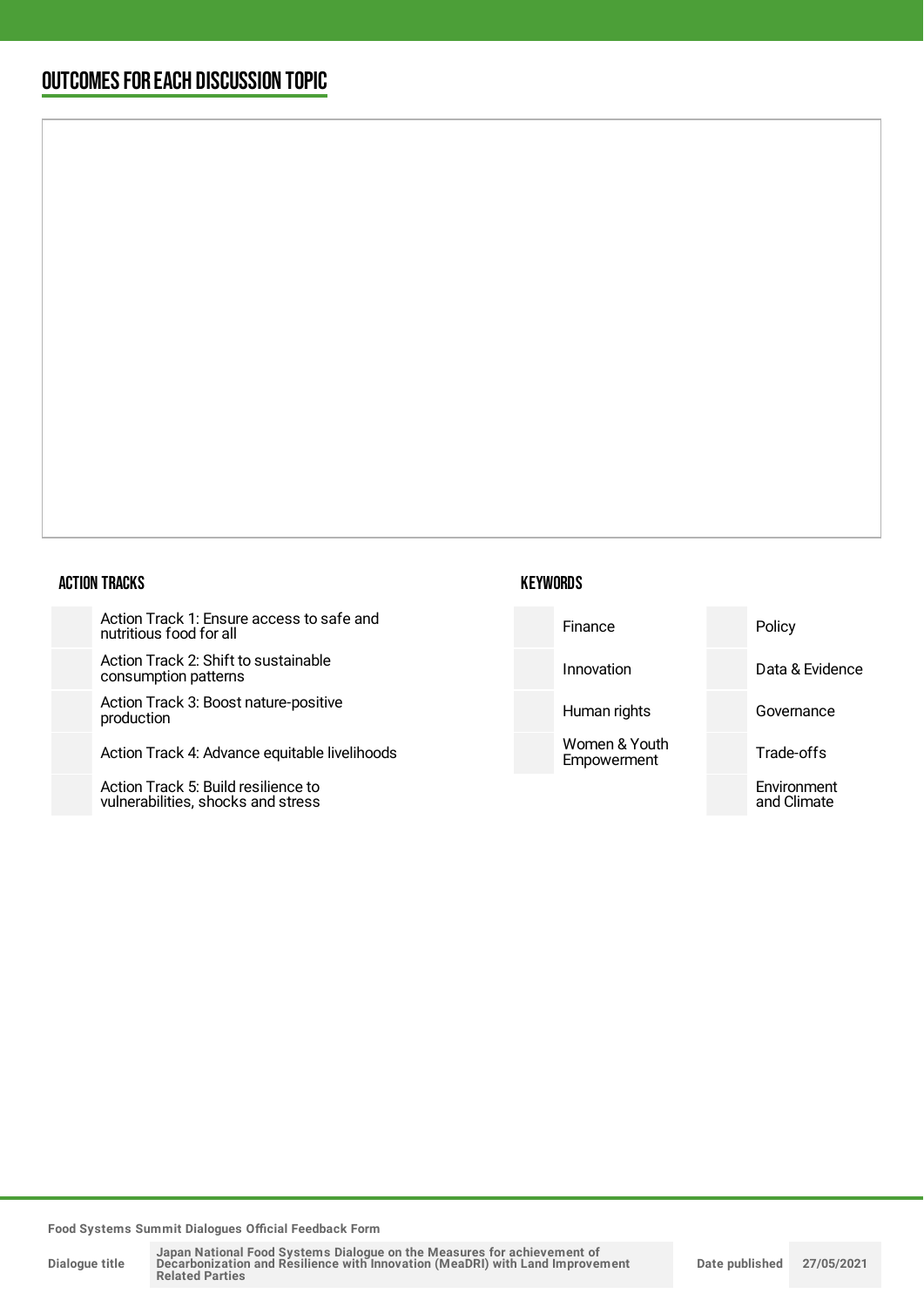## OUTCOMES FOR EACH DISCUSSION TOPIC

### ACTION TRACKS

| | |
|---|---|
| | Action Track 1: Ensure access to safe and nutritious food for all |
| | Action Track 2: Shift to sustainable consumption patterns |
| | Action Track 3: Boost nature-positive production |
| | Action Track 4: Advance equitable livelihoods |
| | Action Track 5: Build resilience to vulnerabilities, shocks and stress |

### KEYWORDS

| | | | |
|---|---|---|---|
| | Finance | | Policy |
| | Innovation | | Data & Evidence |
| | Human rights | | Governance |
| | Women & Youth Empowerment | | Trade-offs |
| | | | Environment and Climate |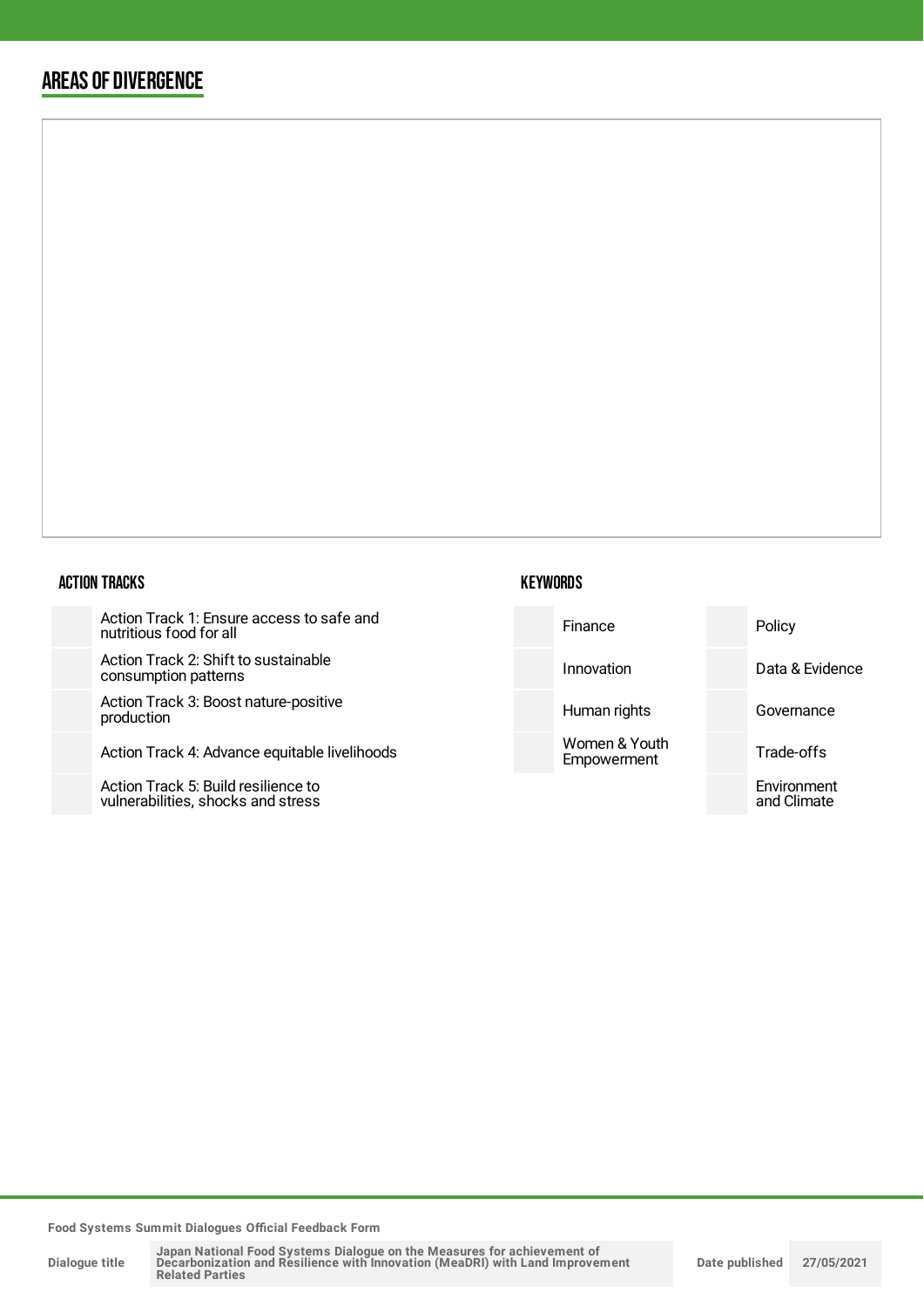## AREAS OF DIVERGENCE

### ACTION TRACKS

- Action Track 1: Ensure access to safe and nutritious food for all
- Action Track 2: Shift to sustainable consumption patterns
- Action Track 3: Boost nature-positive production
- Action Track 4: Advance equitable livelihoods
- Action Track 5: Build resilience to vulnerabilities, shocks and stress

### KEYWORDS

- Finance
- Innovation
- Human rights
- Women & Youth Empowerment
- Policy
- Data & Evidence
- Governance
- Trade-offs
- Environment and Climate